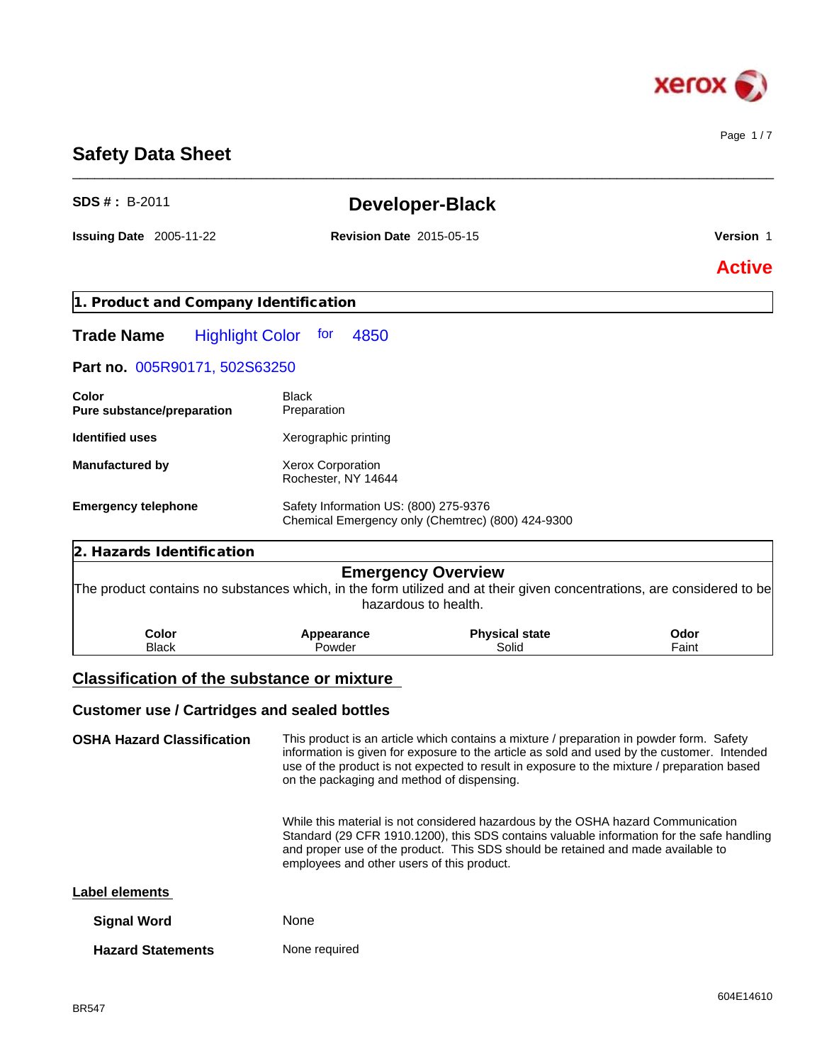# Safety Data Sheet

**SDS # :** B-2011

## Developer-Black

**Issuing Date** 2005-11-22 **Revision Date** 2015-05-15 **Version** 1

**Active**

## 1. Product and Company Identification

**Trade Name** Highlight Color for 4850

**Part no.** 005R90171, 502S63250

| | |
|---|---|
| **Color** | Black |
| **Pure substance/preparation** | Preparation |
| **Identified uses** | Xerographic printing |
| **Manufactured by** | Xerox Corporation<br>Rochester, NY 14644 |
| **Emergency telephone** | Safety Information US: (800) 275-9376<br>Chemical Emergency only (Chemtrec) (800) 424-9300 |

## 2. Hazards Identification

### Emergency Overview

The product contains no substances which, in the form utilized and at their given concentrations, are considered to be hazardous to health.

| Color | Appearance | Physical state | Odor |
|---|---|---|---|
| Black | Powder | Solid | Faint |

### Classification of the substance or mixture

### Customer use / Cartridges and sealed bottles

**OSHA Hazard Classification**

This product is an article which contains a mixture / preparation in powder form. Safety information is given for exposure to the article as sold and used by the customer. Intended use of the product is not expected to result in exposure to the mixture / preparation based on the packaging and method of dispensing.

While this material is not considered hazardous by the OSHA hazard Communication Standard (29 CFR 1910.1200), this SDS contains valuable information for the safe handling and proper use of the product. This SDS should be retained and made available to employees and other users of this product.

### Label elements

| | |
|---|---|
| **Signal Word** | None |
| **Hazard Statements** | None required |

BR547

604E14610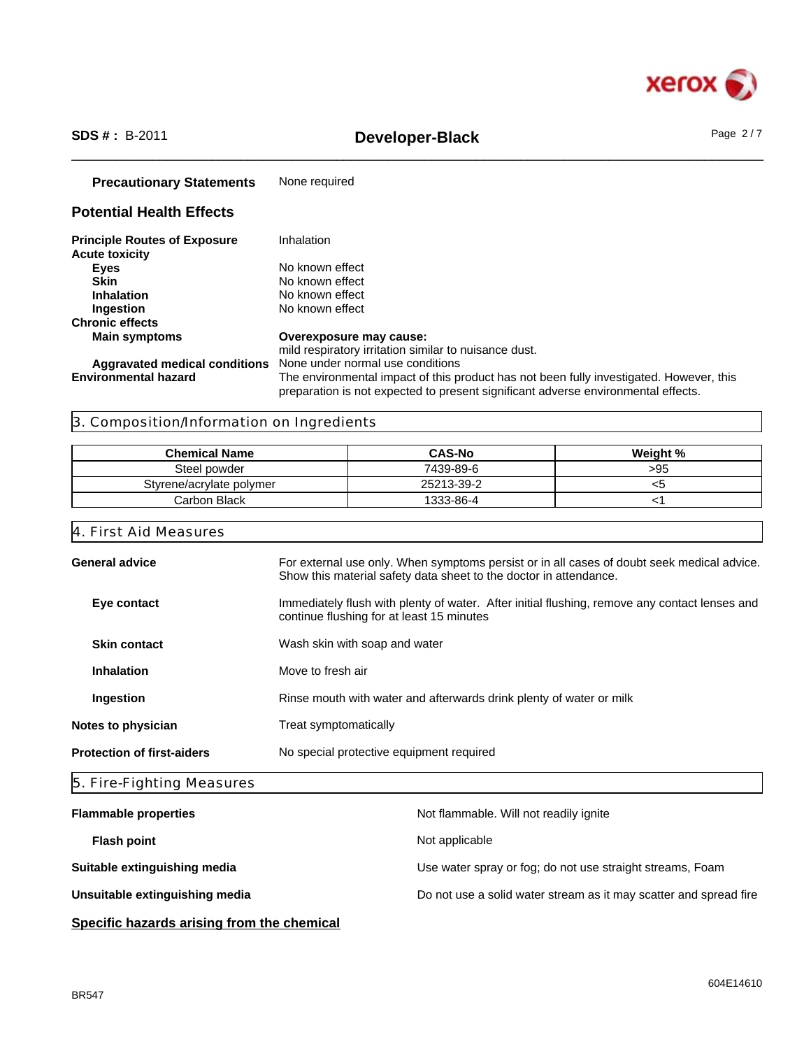**Precautionary Statements** None required

## Potential Health Effects

**Principle Routes of Exposure** Inhalation

**Acute toxicity**

- **Eyes** No known effect
- **Skin** No known effect
- **Inhalation** No known effect
- **Ingestion** No known effect

**Chronic effects**

- **Main symptoms** **Overexposure may cause:** mild respiratory irritation similar to nuisance dust.
- **Aggravated medical conditions** None under normal use conditions

**Environmental hazard** The environmental impact of this product has not been fully investigated. However, this preparation is not expected to present significant adverse environmental effects.

## 3. Composition/Information on Ingredients

| Chemical Name | CAS-No | Weight % |
|---|---|---|
| Steel powder | 7439-89-6 | >95 |
| Styrene/acrylate polymer | 25213-39-2 | <5 |
| Carbon Black | 1333-86-4 | <1 |

## 4. First Aid Measures

**General advice** For external use only. When symptoms persist or in all cases of doubt seek medical advice. Show this material safety data sheet to the doctor in attendance.

**Eye contact** Immediately flush with plenty of water. After initial flushing, remove any contact lenses and continue flushing for at least 15 minutes

**Skin contact** Wash skin with soap and water

**Inhalation** Move to fresh air

**Ingestion** Rinse mouth with water and afterwards drink plenty of water or milk

**Notes to physician** Treat symptomatically

**Protection of first-aiders** No special protective equipment required

## 5. Fire-Fighting Measures

**Flammable properties** Not flammable. Will not readily ignite

**Flash point** Not applicable

**Suitable extinguishing media** Use water spray or fog; do not use straight streams, Foam

**Unsuitable extinguishing media** Do not use a solid water stream as it may scatter and spread fire

**Specific hazards arising from the chemical**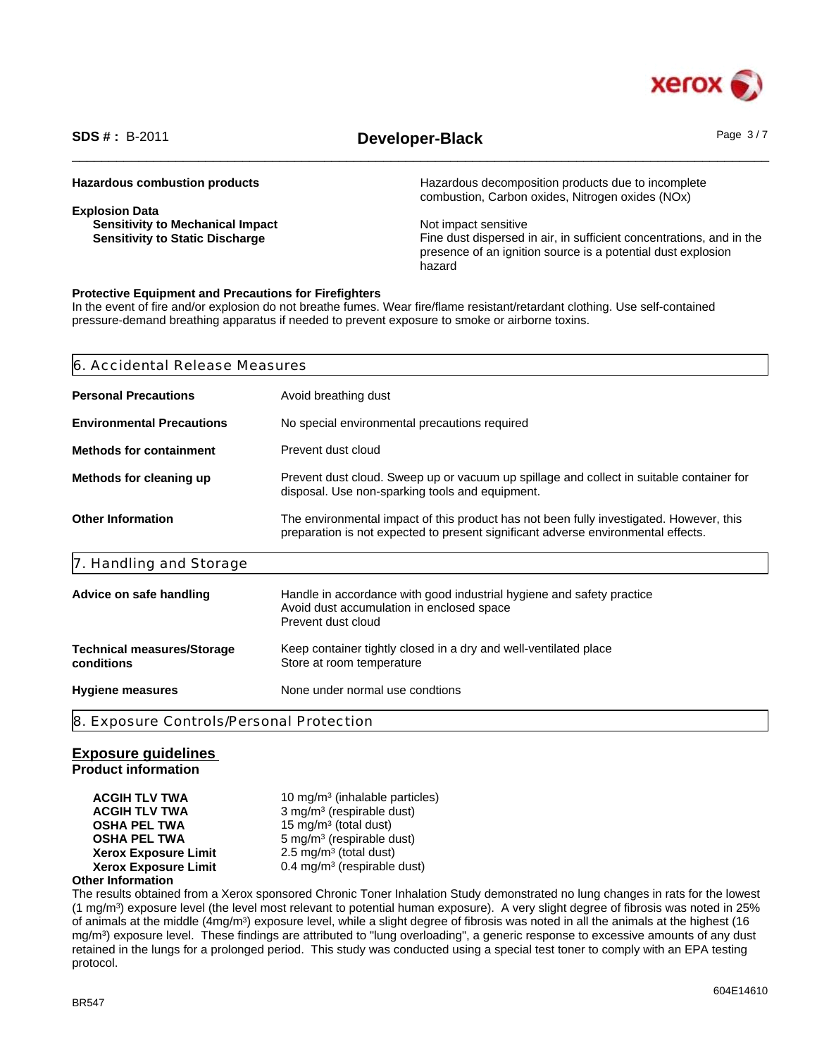**Hazardous combustion products** Hazardous decomposition products due to incomplete combustion, Carbon oxides, Nitrogen oxides (NOx)

**Explosion Data**

**Sensitivity to Mechanical Impact** Not impact sensitive

**Sensitivity to Static Discharge** Fine dust dispersed in air, in sufficient concentrations, and in the presence of an ignition source is a potential dust explosion hazard

**Protective Equipment and Precautions for Firefighters**

In the event of fire and/or explosion do not breathe fumes. Wear fire/flame resistant/retardant clothing. Use self-contained pressure-demand breathing apparatus if needed to prevent exposure to smoke or airborne toxins.

## 6. Accidental Release Measures

| | |
|---|---|
| **Personal Precautions** | Avoid breathing dust |
| **Environmental Precautions** | No special environmental precautions required |
| **Methods for containment** | Prevent dust cloud |
| **Methods for cleaning up** | Prevent dust cloud. Sweep up or vacuum up spillage and collect in suitable container for disposal. Use non-sparking tools and equipment. |
| **Other Information** | The environmental impact of this product has not been fully investigated. However, this preparation is not expected to present significant adverse environmental effects. |

## 7. Handling and Storage

| | |
|---|---|
| **Advice on safe handling** | Handle in accordance with good industrial hygiene and safety practice<br>Avoid dust accumulation in enclosed space<br>Prevent dust cloud |
| **Technical measures/Storage conditions** | Keep container tightly closed in a dry and well-ventilated place<br>Store at room temperature |
| **Hygiene measures** | None under normal use condtions |

## 8. Exposure Controls/Personal Protection

### Exposure guidelines

**Product information**

| | |
|---|---|
| **ACGIH TLV TWA** | 10 mg/m³ (inhalable particles) |
| **ACGIH TLV TWA** | 3 mg/m³ (respirable dust) |
| **OSHA PEL TWA** | 15 mg/m³ (total dust) |
| **OSHA PEL TWA** | 5 mg/m³ (respirable dust) |
| **Xerox Exposure Limit** | 2.5 mg/m³ (total dust) |
| **Xerox Exposure Limit** | 0.4 mg/m³ (respirable dust) |

**Other Information**

The results obtained from a Xerox sponsored Chronic Toner Inhalation Study demonstrated no lung changes in rats for the lowest (1 mg/m³) exposure level (the level most relevant to potential human exposure). A very slight degree of fibrosis was noted in 25% of animals at the middle (4mg/m³) exposure level, while a slight degree of fibrosis was noted in all the animals at the highest (16 mg/m³) exposure level. These findings are attributed to "lung overloading", a generic response to excessive amounts of any dust retained in the lungs for a prolonged period. This study was conducted using a special test toner to comply with an EPA testing protocol.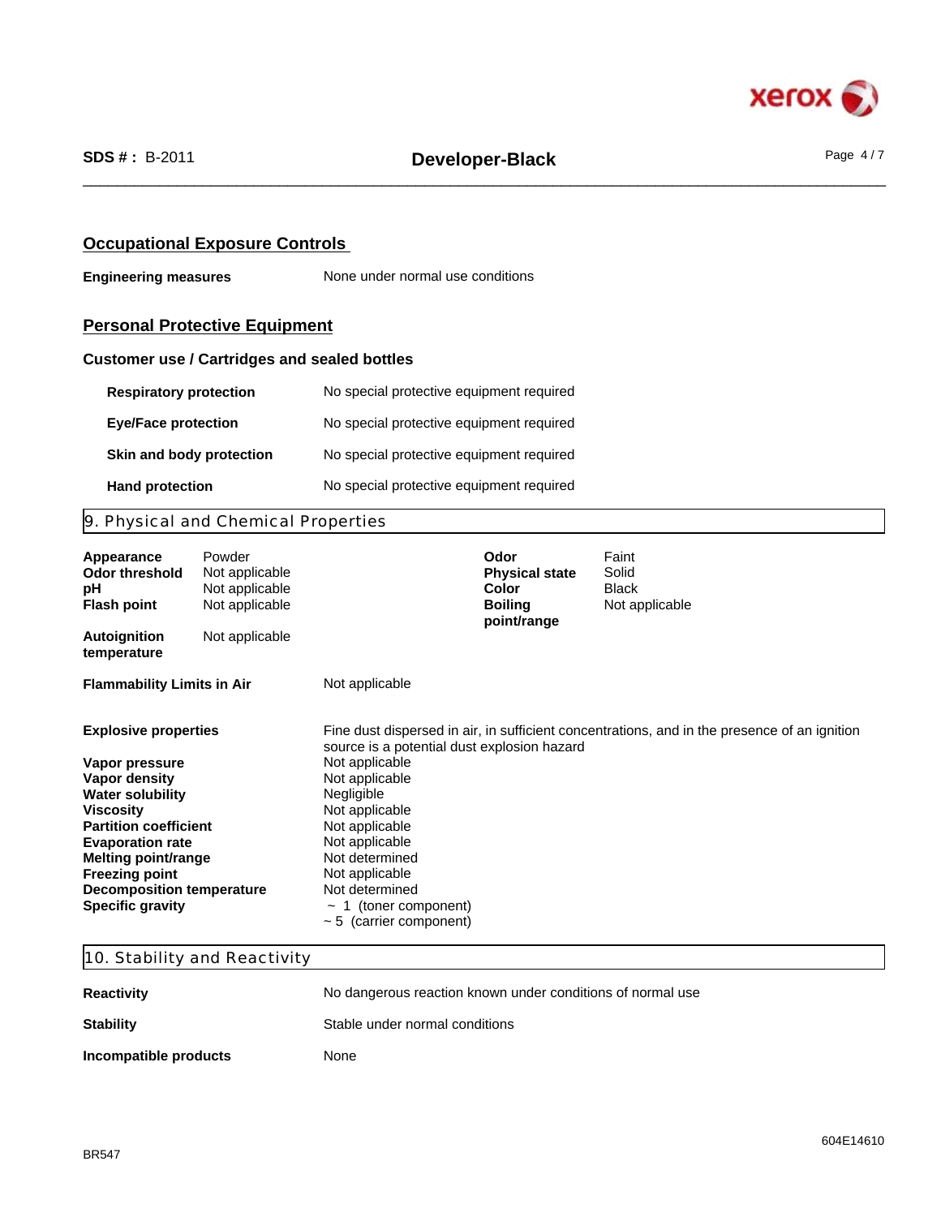## Occupational Exposure Controls

**Engineering measures** None under normal use conditions

## Personal Protective Equipment

### Customer use / Cartridges and sealed bottles

| | |
|---|---|
| **Respiratory protection** | No special protective equipment required |
| **Eye/Face protection** | No special protective equipment required |
| **Skin and body protection** | No special protective equipment required |
| **Hand protection** | No special protective equipment required |

## 9. Physical and Chemical Properties

| | | | |
|---|---|---|---|
| **Appearance** | Powder | **Odor** | Faint |
| **Odor threshold** | Not applicable | **Physical state** | Solid |
| **pH** | Not applicable | **Color** | Black |
| **Flash point** | Not applicable | **Boiling point/range** | Not applicable |
| **Autoignition temperature** | Not applicable | | |

| | |
|---|---|
| **Flammability Limits in Air** | Not applicable |
| **Explosive properties** | Fine dust dispersed in air, in sufficient concentrations, and in the presence of an ignition source is a potential dust explosion hazard |
| **Vapor pressure** | Not applicable |
| **Vapor density** | Not applicable |
| **Water solubility** | Negligible |
| **Viscosity** | Not applicable |
| **Partition coefficient** | Not applicable |
| **Evaporation rate** | Not applicable |
| **Melting point/range** | Not determined |
| **Freezing point** | Not applicable |
| **Decomposition temperature** | Not determined |
| **Specific gravity** | ~ 1 (toner component)<br>~ 5 (carrier component) |

## 10. Stability and Reactivity

| | |
|---|---|
| **Reactivity** | No dangerous reaction known under conditions of normal use |
| **Stability** | Stable under normal conditions |
| **Incompatible products** | None |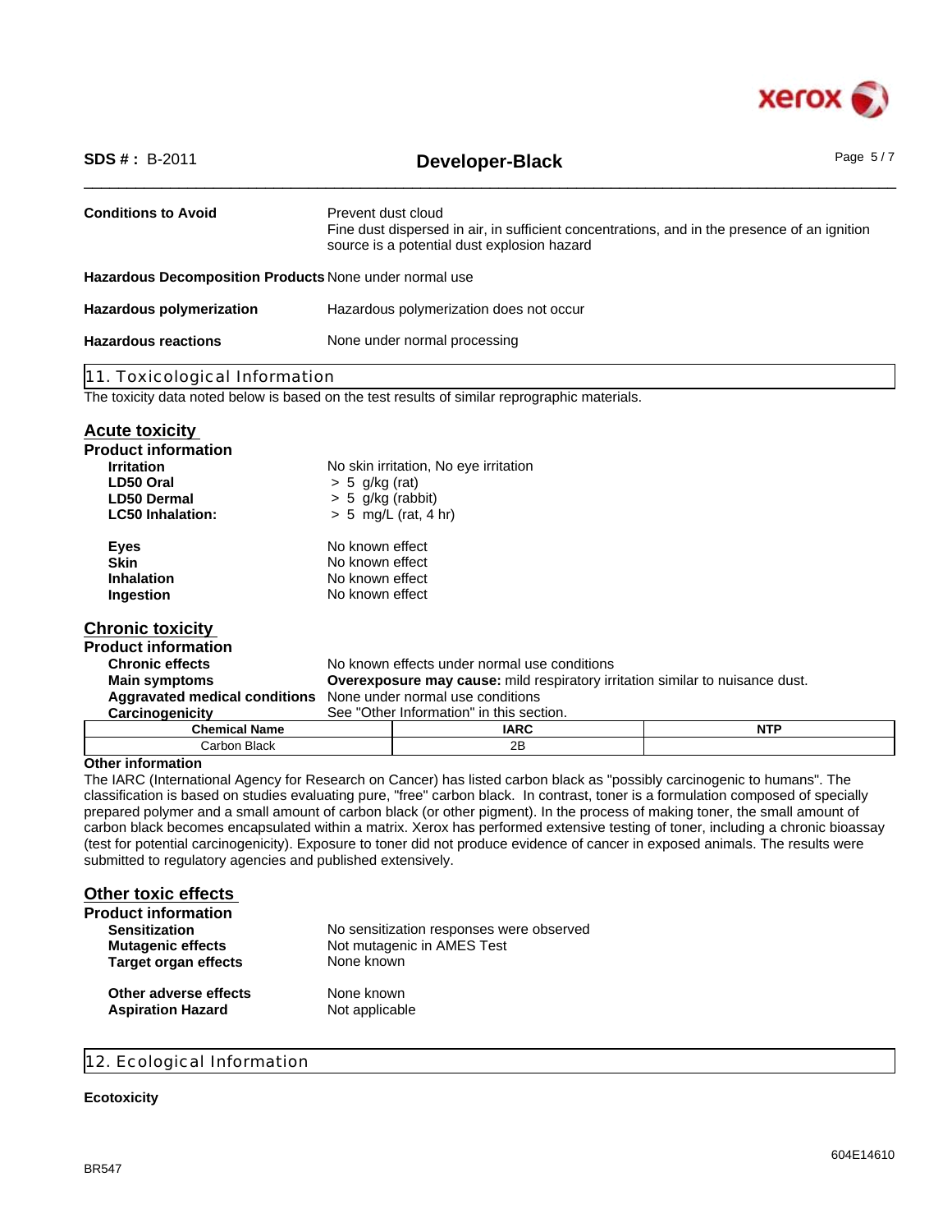| | |
|---|---|
| **Conditions to Avoid** | Prevent dust cloud<br>Fine dust dispersed in air, in sufficient concentrations, and in the presence of an ignition source is a potential dust explosion hazard |
| **Hazardous Decomposition Products** | None under normal use |
| **Hazardous polymerization** | Hazardous polymerization does not occur |
| **Hazardous reactions** | None under normal processing |

## 11. Toxicological Information

The toxicity data noted below is based on the test results of similar reprographic materials.

### Acute toxicity

**Product information**

| | |
|---|---|
| **Irritation** | No skin irritation, No eye irritation |
| **LD50 Oral** | > 5 g/kg (rat) |
| **LD50 Dermal** | > 5 g/kg (rabbit) |
| **LC50 Inhalation:** | > 5 mg/L (rat, 4 hr) |

| | |
|---|---|
| **Eyes** | No known effect |
| **Skin** | No known effect |
| **Inhalation** | No known effect |
| **Ingestion** | No known effect |

### Chronic toxicity

**Product information**

| | |
|---|---|
| **Chronic effects** | No known effects under normal use conditions |
| **Main symptoms** | **Overexposure may cause:** mild respiratory irritation similar to nuisance dust. |
| **Aggravated medical conditions** | None under normal use conditions |
| **Carcinogenicity** | See "Other Information" in this section. |

| Chemical Name | IARC | NTP |
|---|---|---|
| Carbon Black | 2B | |

**Other information**

The IARC (International Agency for Research on Cancer) has listed carbon black as "possibly carcinogenic to humans". The classification is based on studies evaluating pure, "free" carbon black. In contrast, toner is a formulation composed of specially prepared polymer and a small amount of carbon black (or other pigment). In the process of making toner, the small amount of carbon black becomes encapsulated within a matrix. Xerox has performed extensive testing of toner, including a chronic bioassay (test for potential carcinogenicity). Exposure to toner did not produce evidence of cancer in exposed animals. The results were submitted to regulatory agencies and published extensively.

### Other toxic effects

**Product information**

| | |
|---|---|
| **Sensitization** | No sensitization responses were observed |
| **Mutagenic effects** | Not mutagenic in AMES Test |
| **Target organ effects** | None known |

| | |
|---|---|
| **Other adverse effects** | None known |
| **Aspiration Hazard** | Not applicable |

## 12. Ecological Information

**Ecotoxicity**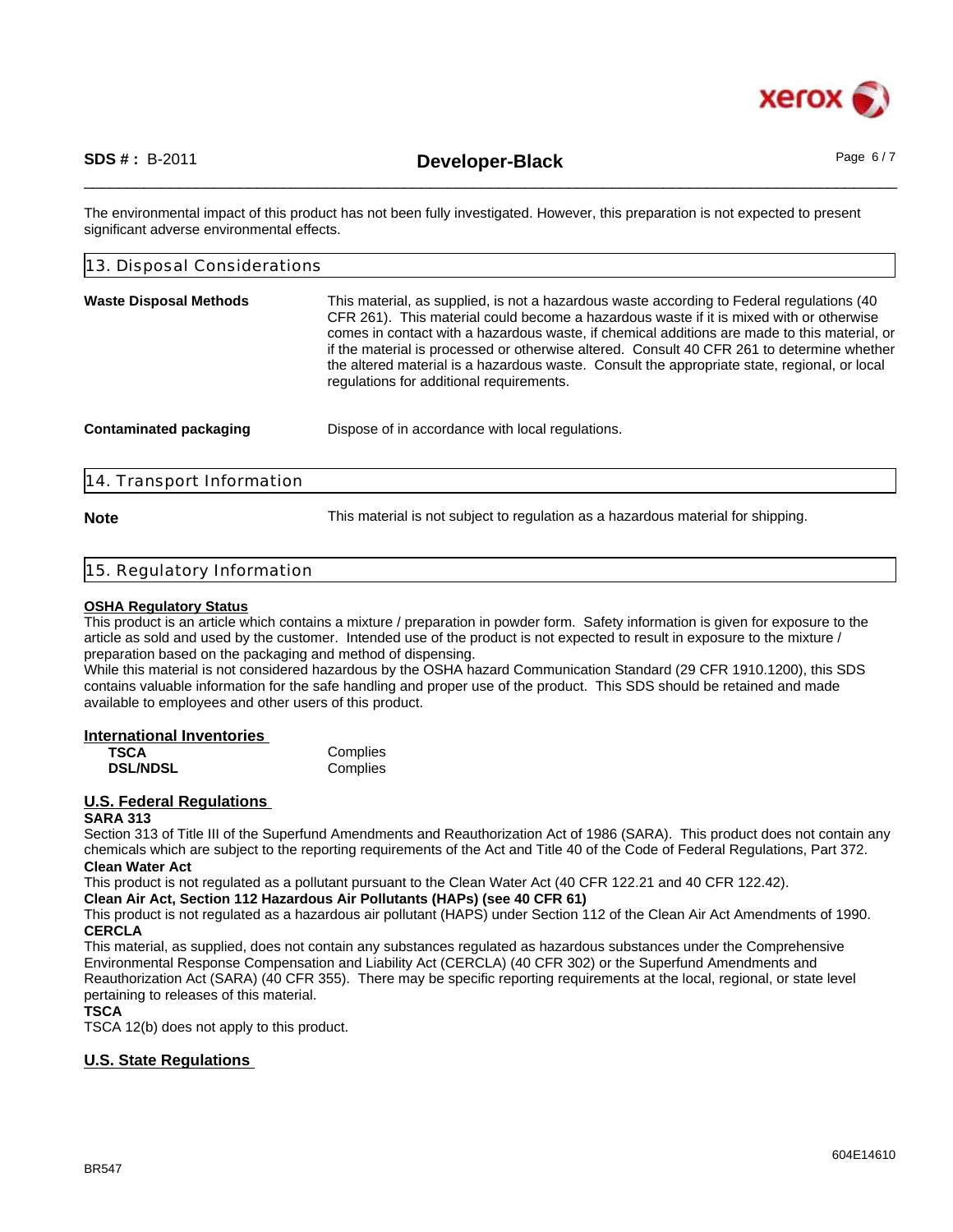The environmental impact of this product has not been fully investigated. However, this preparation is not expected to present significant adverse environmental effects.

## 13. Disposal Considerations

**Waste Disposal Methods** This material, as supplied, is not a hazardous waste according to Federal regulations (40 CFR 261). This material could become a hazardous waste if it is mixed with or otherwise comes in contact with a hazardous waste, if chemical additions are made to this material, or if the material is processed or otherwise altered. Consult 40 CFR 261 to determine whether the altered material is a hazardous waste. Consult the appropriate state, regional, or local regulations for additional requirements.

**Contaminated packaging** Dispose of in accordance with local regulations.

## 14. Transport Information

**Note** This material is not subject to regulation as a hazardous material for shipping.

## 15. Regulatory Information

**OSHA Regulatory Status**

This product is an article which contains a mixture / preparation in powder form. Safety information is given for exposure to the article as sold and used by the customer. Intended use of the product is not expected to result in exposure to the mixture / preparation based on the packaging and method of dispensing.

While this material is not considered hazardous by the OSHA hazard Communication Standard (29 CFR 1910.1200), this SDS contains valuable information for the safe handling and proper use of the product. This SDS should be retained and made available to employees and other users of this product.

**International Inventories**

| | |
|---|---|
| **TSCA** | Complies |
| **DSL/NDSL** | Complies |

**U.S. Federal Regulations**

**SARA 313**

Section 313 of Title III of the Superfund Amendments and Reauthorization Act of 1986 (SARA). This product does not contain any chemicals which are subject to the reporting requirements of the Act and Title 40 of the Code of Federal Regulations, Part 372.

**Clean Water Act**

This product is not regulated as a pollutant pursuant to the Clean Water Act (40 CFR 122.21 and 40 CFR 122.42).

**Clean Air Act, Section 112 Hazardous Air Pollutants (HAPs) (see 40 CFR 61)**

This product is not regulated as a hazardous air pollutant (HAPS) under Section 112 of the Clean Air Act Amendments of 1990.

**CERCLA**

This material, as supplied, does not contain any substances regulated as hazardous substances under the Comprehensive Environmental Response Compensation and Liability Act (CERCLA) (40 CFR 302) or the Superfund Amendments and Reauthorization Act (SARA) (40 CFR 355). There may be specific reporting requirements at the local, regional, or state level pertaining to releases of this material.

**TSCA**

TSCA 12(b) does not apply to this product.

**U.S. State Regulations**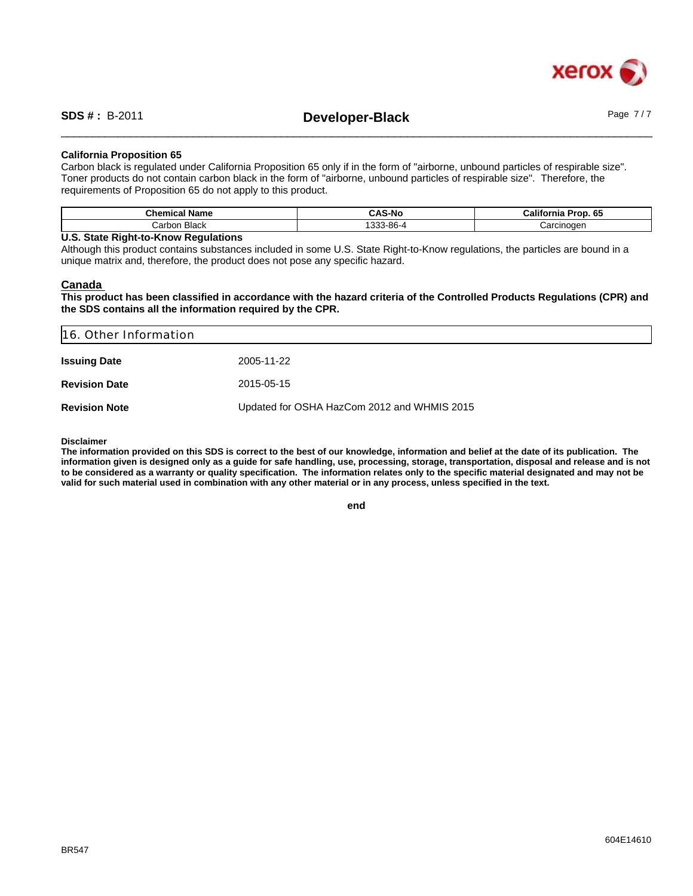**California Proposition 65**

Carbon black is regulated under California Proposition 65 only if in the form of "airborne, unbound particles of respirable size". Toner products do not contain carbon black in the form of "airborne, unbound particles of respirable size". Therefore, the requirements of Proposition 65 do not apply to this product.

| Chemical Name | CAS-No | California Prop. 65 |
|---|---|---|
| Carbon Black | 1333-86-4 | Carcinogen |

**U.S. State Right-to-Know Regulations**

Although this product contains substances included in some U.S. State Right-to-Know regulations, the particles are bound in a unique matrix and, therefore, the product does not pose any specific hazard.

**Canada**

**This product has been classified in accordance with the hazard criteria of the Controlled Products Regulations (CPR) and the SDS contains all the information required by the CPR.**

## 16. Other Information

**Issuing Date** 2005-11-22

**Revision Date** 2015-05-15

**Revision Note** Updated for OSHA HazCom 2012 and WHMIS 2015

**Disclaimer**

**The information provided on this SDS is correct to the best of our knowledge, information and belief at the date of its publication. The information given is designed only as a guide for safe handling, use, processing, storage, transportation, disposal and release and is not to be considered as a warranty or quality specification. The information relates only to the specific material designated and may not be valid for such material used in combination with any other material or in any process, unless specified in the text.**

**end**